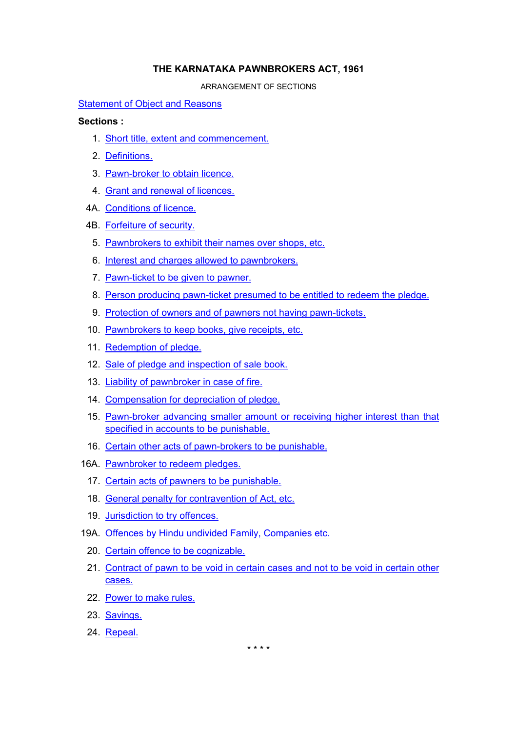# THE KARNATAKA PAWNBROKERS ACT, 1961

ARRANGEMENT OF SECTIONS

Statement of Object and Reasons

**Sections :**

1. Short title, extent and commencement.
2. Definitions.
3. Pawn-broker to obtain licence.
4. Grant and renewal of licences.

4A. Conditions of licence.

4B. Forfeiture of security.

5. Pawnbrokers to exhibit their names over shops, etc.
6. Interest and charges allowed to pawnbrokers.
7. Pawn-ticket to be given to pawner.
8. Person producing pawn-ticket presumed to be entitled to redeem the pledge.
9. Protection of owners and of pawners not having pawn-tickets.
10. Pawnbrokers to keep books, give receipts, etc.
11. Redemption of pledge.
12. Sale of pledge and inspection of sale book.
13. Liability of pawnbroker in case of fire.
14. Compensation for depreciation of pledge.
15. Pawn-broker advancing smaller amount or receiving higher interest than that specified in accounts to be punishable.
16. Certain other acts of pawn-brokers to be punishable.

16A. Pawnbroker to redeem pledges.

17. Certain acts of pawners to be punishable.
18. General penalty for contravention of Act, etc.
19. Jurisdiction to try offences.

19A. Offences by Hindu undivided Family, Companies etc.

20. Certain offence to be cognizable.
21. Contract of pawn to be void in certain cases and not to be void in certain other cases.
22. Power to make rules.
23. Savings.
24. Repeal.

\* \* \* \*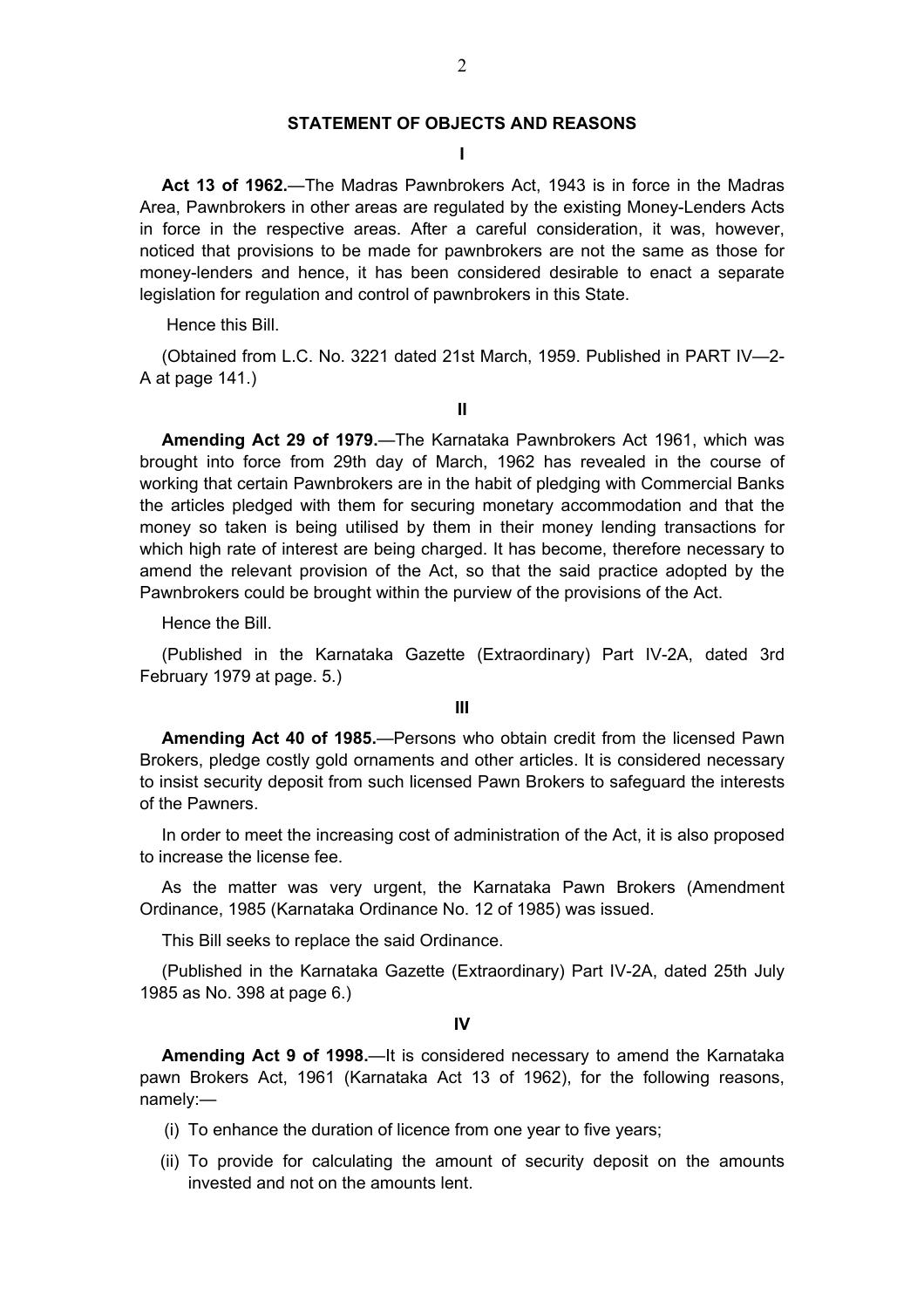## STATEMENT OF OBJECTS AND REASONS

**I**

**Act 13 of 1962.**—The Madras Pawnbrokers Act, 1943 is in force in the Madras Area, Pawnbrokers in other areas are regulated by the existing Money-Lenders Acts in force in the respective areas. After a careful consideration, it was, however, noticed that provisions to be made for pawnbrokers are not the same as those for money-lenders and hence, it has been considered desirable to enact a separate legislation for regulation and control of pawnbrokers in this State.

Hence this Bill.

(Obtained from L.C. No. 3221 dated 21st March, 1959. Published in PART IV—2-A at page 141.)

**II**

**Amending Act 29 of 1979.**—The Karnataka Pawnbrokers Act 1961, which was brought into force from 29th day of March, 1962 has revealed in the course of working that certain Pawnbrokers are in the habit of pledging with Commercial Banks the articles pledged with them for securing monetary accommodation and that the money so taken is being utilised by them in their money lending transactions for which high rate of interest are being charged. It has become, therefore necessary to amend the relevant provision of the Act, so that the said practice adopted by the Pawnbrokers could be brought within the purview of the provisions of the Act.

Hence the Bill.

(Published in the Karnataka Gazette (Extraordinary) Part IV-2A, dated 3rd February 1979 at page. 5.)

**III**

**Amending Act 40 of 1985.**—Persons who obtain credit from the licensed Pawn Brokers, pledge costly gold ornaments and other articles. It is considered necessary to insist security deposit from such licensed Pawn Brokers to safeguard the interests of the Pawners.

In order to meet the increasing cost of administration of the Act, it is also proposed to increase the license fee.

As the matter was very urgent, the Karnataka Pawn Brokers (Amendment Ordinance, 1985 (Karnataka Ordinance No. 12 of 1985) was issued.

This Bill seeks to replace the said Ordinance.

(Published in the Karnataka Gazette (Extraordinary) Part IV-2A, dated 25th July 1985 as No. 398 at page 6.)

**IV**

**Amending Act 9 of 1998.**—It is considered necessary to amend the Karnataka pawn Brokers Act, 1961 (Karnataka Act 13 of 1962), for the following reasons, namely:—

(i) To enhance the duration of licence from one year to five years;

(ii) To provide for calculating the amount of security deposit on the amounts invested and not on the amounts lent.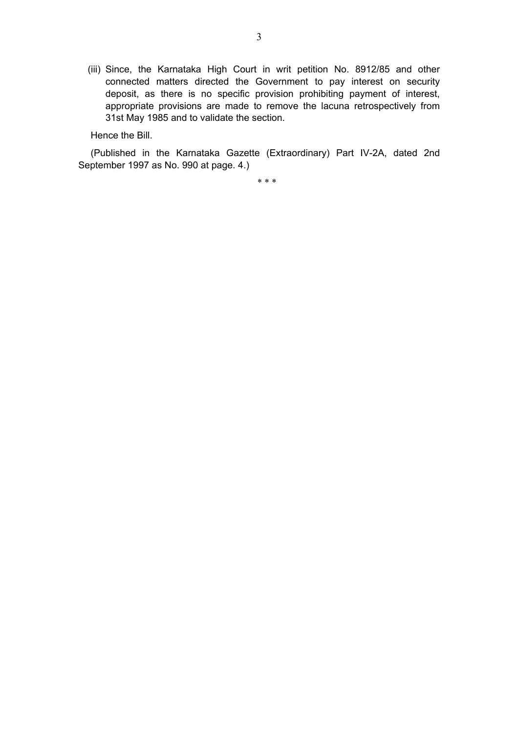(iii) Since, the Karnataka High Court in writ petition No. 8912/85 and other connected matters directed the Government to pay interest on security deposit, as there is no specific provision prohibiting payment of interest, appropriate provisions are made to remove the lacuna retrospectively from 31st May 1985 and to validate the section.

Hence the Bill.

(Published in the Karnataka Gazette (Extraordinary) Part IV-2A, dated 2nd September 1997 as No. 990 at page. 4.)

* * *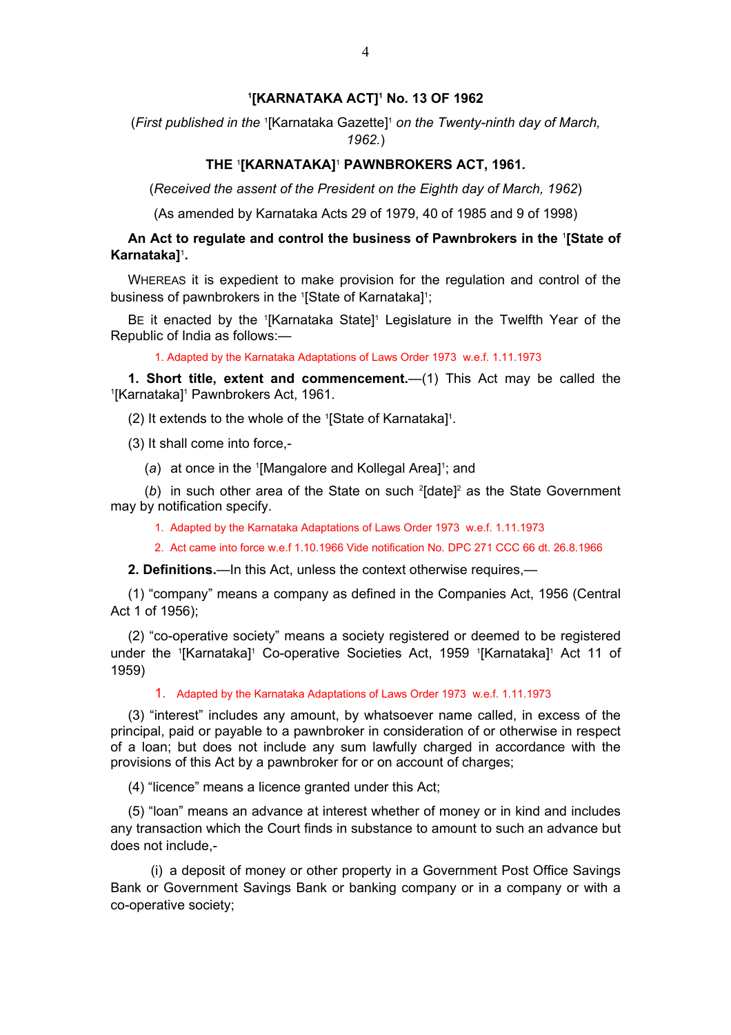# [1][KARNATAKA ACT][1] No. 13 OF 1962

(*First published in the* [1][Karnataka Gazette][1] *on the Twenty-ninth day of March, 1962.*)

## THE [1][KARNATAKA][1] PAWNBROKERS ACT, 1961.

(*Received the assent of the President on the Eighth day of March, 1962*)

(As amended by Karnataka Acts 29 of 1979, 40 of 1985 and 9 of 1998)

**An Act to regulate and control the business of Pawnbrokers in the [1][State of Karnataka][1].**

WHEREAS it is expedient to make provision for the regulation and control of the business of pawnbrokers in the [1][State of Karnataka][1];

BE it enacted by the [1][Karnataka State][1] Legislature in the Twelfth Year of the Republic of India as follows:—

1. Adapted by the Karnataka Adaptations of Laws Order 1973 w.e.f. 1.11.1973

**1. Short title, extent and commencement.**—(1) This Act may be called the [1][Karnataka][1] Pawnbrokers Act, 1961.

(2) It extends to the whole of the [1][State of Karnataka][1].

(3) It shall come into force,-

(*a*) at once in the [1][Mangalore and Kollegal Area][1]; and

(*b*) in such other area of the State on such [2][date][2] as the State Government may by notification specify.

1. Adapted by the Karnataka Adaptations of Laws Order 1973 w.e.f. 1.11.1973
2. Act came into force w.e.f 1.10.1966 Vide notification No. DPC 271 CCC 66 dt. 26.8.1966

**2. Definitions.**—In this Act, unless the context otherwise requires,—

(1) "company" means a company as defined in the Companies Act, 1956 (Central Act 1 of 1956);

(2) "co-operative society" means a society registered or deemed to be registered under the [1][Karnataka][1] Co-operative Societies Act, 1959 [1][Karnataka][1] Act 11 of 1959)

1. Adapted by the Karnataka Adaptations of Laws Order 1973 w.e.f. 1.11.1973

(3) "interest" includes any amount, by whatsoever name called, in excess of the principal, paid or payable to a pawnbroker in consideration of or otherwise in respect of a loan; but does not include any sum lawfully charged in accordance with the provisions of this Act by a pawnbroker for or on account of charges;

(4) "licence" means a licence granted under this Act;

(5) "loan" means an advance at interest whether of money or in kind and includes any transaction which the Court finds in substance to amount to such an advance but does not include,-

(i) a deposit of money or other property in a Government Post Office Savings Bank or Government Savings Bank or banking company or in a company or with a co-operative society;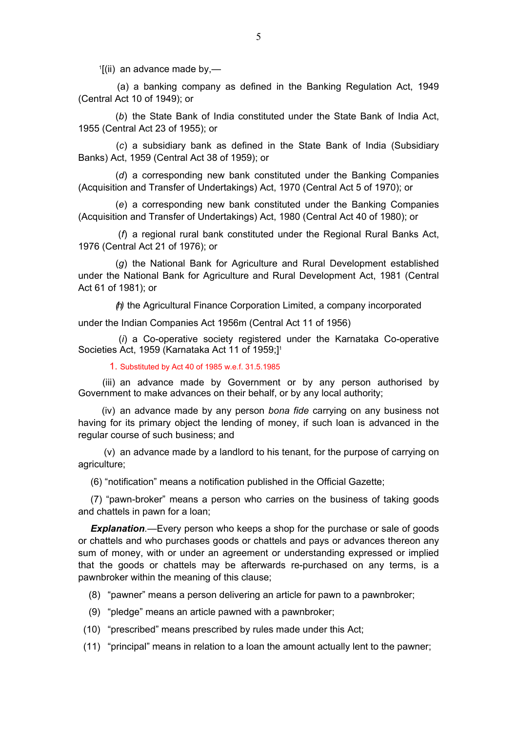[1][(ii) an advance made by,—

(a) a banking company as defined in the Banking Regulation Act, 1949 (Central Act 10 of 1949); or

(*b*) the State Bank of India constituted under the State Bank of India Act, 1955 (Central Act 23 of 1955); or

(*c*) a subsidiary bank as defined in the State Bank of India (Subsidiary Banks) Act, 1959 (Central Act 38 of 1959); or

(*d*) a corresponding new bank constituted under the Banking Companies (Acquisition and Transfer of Undertakings) Act, 1970 (Central Act 5 of 1970); or

(*e*) a corresponding new bank constituted under the Banking Companies (Acquisition and Transfer of Undertakings) Act, 1980 (Central Act 40 of 1980); or

(*f*) a regional rural bank constituted under the Regional Rural Banks Act, 1976 (Central Act 21 of 1976); or

(*g*) the National Bank for Agriculture and Rural Development established under the National Bank for Agriculture and Rural Development Act, 1981 (Central Act 61 of 1981); or

(*h*) the Agricultural Finance Corporation Limited, a company incorporated under the Indian Companies Act 1956m (Central Act 11 of 1956)

(*i*) a Co-operative society registered under the Karnataka Co-operative Societies Act, 1959 (Karnataka Act 11 of 1959;][1]

1. Substituted by Act 40 of 1985 w.e.f. 31.5.1985

(iii) an advance made by Government or by any person authorised by Government to make advances on their behalf, or by any local authority;

(iv) an advance made by any person *bona fide* carrying on any business not having for its primary object the lending of money, if such loan is advanced in the regular course of such business; and

(v) an advance made by a landlord to his tenant, for the purpose of carrying on agriculture;

(6) "notification" means a notification published in the Official Gazette;

(7) "pawn-broker" means a person who carries on the business of taking goods and chattels in pawn for a loan;

***Explanation***.—Every person who keeps a shop for the purchase or sale of goods or chattels and who purchases goods or chattels and pays or advances thereon any sum of money, with or under an agreement or understanding expressed or implied that the goods or chattels may be afterwards re-purchased on any terms, is a pawnbroker within the meaning of this clause;

(8) "pawner" means a person delivering an article for pawn to a pawnbroker;

(9) "pledge" means an article pawned with a pawnbroker;

(10) "prescribed" means prescribed by rules made under this Act;

(11) "principal" means in relation to a loan the amount actually lent to the pawner;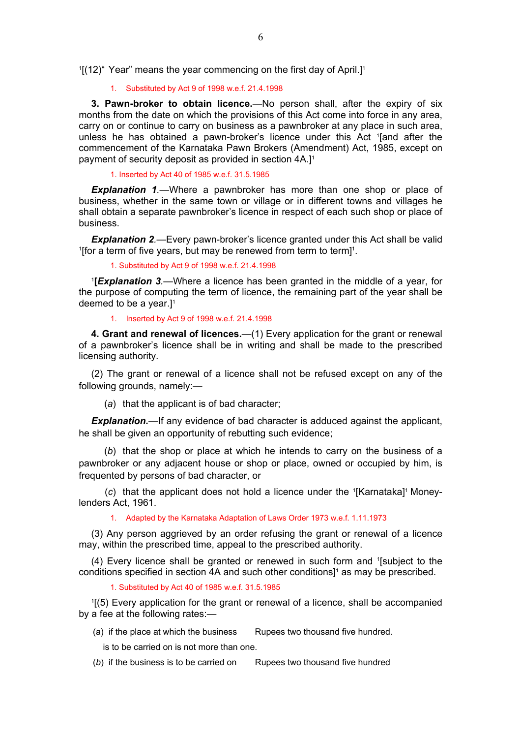[1][(12)" Year" means the year commencing on the first day of April.][1]

1. Substituted by Act 9 of 1998 w.e.f. 21.4.1998

**3. Pawn-broker to obtain licence.**—No person shall, after the expiry of six months from the date on which the provisions of this Act come into force in any area, carry on or continue to carry on business as a pawnbroker at any place in such area, unless he has obtained a pawn-broker's licence under this Act [1][and after the commencement of the Karnataka Pawn Brokers (Amendment) Act, 1985, except on payment of security deposit as provided in section 4A.][1]

1. Inserted by Act 40 of 1985 w.e.f. 31.5.1985

***Explanation 1***.—Where a pawnbroker has more than one shop or place of business, whether in the same town or village or in different towns and villages he shall obtain a separate pawnbroker's licence in respect of each such shop or place of business.

***Explanation 2***.—Every pawn-broker's licence granted under this Act shall be valid [1][for a term of five years, but may be renewed from term to term][1].

1. Substituted by Act 9 of 1998 w.e.f. 21.4.1998

[1]**[*Explanation 3*.**—Where a licence has been granted in the middle of a year, for the purpose of computing the term of licence, the remaining part of the year shall be deemed to be a year.][1]

1. Inserted by Act 9 of 1998 w.e.f. 21.4.1998

**4. Grant and renewal of licences.**—(1) Every application for the grant or renewal of a pawnbroker's licence shall be in writing and shall be made to the prescribed licensing authority.

(2) The grant or renewal of a licence shall not be refused except on any of the following grounds, namely:—

(*a*) that the applicant is of bad character;

***Explanation.***—If any evidence of bad character is adduced against the applicant, he shall be given an opportunity of rebutting such evidence;

(*b*) that the shop or place at which he intends to carry on the business of a pawnbroker or any adjacent house or shop or place, owned or occupied by him, is frequented by persons of bad character, or

(*c*) that the applicant does not hold a licence under the [1][Karnataka][1] Money-lenders Act, 1961.

1. Adapted by the Karnataka Adaptation of Laws Order 1973 w.e.f. 1.11.1973

(3) Any person aggrieved by an order refusing the grant or renewal of a licence may, within the prescribed time, appeal to the prescribed authority.

(4) Every licence shall be granted or renewed in such form and [1][subject to the conditions specified in section 4A and such other conditions][1] as may be prescribed.

1. Substituted by Act 40 of 1985 w.e.f. 31.5.1985

[1][(5) Every application for the grant or renewal of a licence, shall be accompanied by a fee at the following rates:—

(a) if the place at which the business is to be carried on is not more than one. — Rupees two thousand five hundred.

(*b*) if the business is to be carried on — Rupees two thousand five hundred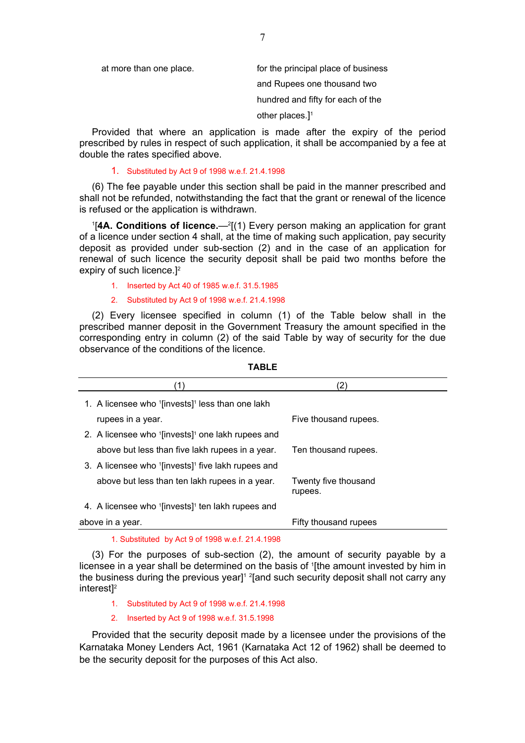| at more than one place. | for the principal place of business and Rupees one thousand two hundred and fifty for each of the other places.][1] |
|---|---|

Provided that where an application is made after the expiry of the period prescribed by rules in respect of such application, it shall be accompanied by a fee at double the rates specified above.

1. Substituted by Act 9 of 1998 w.e.f. 21.4.1998

(6) The fee payable under this section shall be paid in the manner prescribed and shall not be refunded, notwithstanding the fact that the grant or renewal of the licence is refused or the application is withdrawn.

[1][**4A. Conditions of licence.**—[2][(1) Every person making an application for grant of a licence under section 4 shall, at the time of making such application, pay security deposit as provided under sub-section (2) and in the case of an application for renewal of such licence the security deposit shall be paid two months before the expiry of such licence.][2]

1. Inserted by Act 40 of 1985 w.e.f. 31.5.1985
2. Substituted by Act 9 of 1998 w.e.f. 21.4.1998

(2) Every licensee specified in column (1) of the Table below shall in the prescribed manner deposit in the Government Treasury the amount specified in the corresponding entry in column (2) of the said Table by way of security for the due observance of the conditions of the licence.

**TABLE**

| (1) | (2) |
|---|---|
| 1. A licensee who [1][invests][1] less than one lakh rupees in a year. | Five thousand rupees. |
| 2. A licensee who [1][invests][1] one lakh rupees and above but less than five lakh rupees in a year. | Ten thousand rupees. |
| 3. A licensee who [1][invests][1] five lakh rupees and above but less than ten lakh rupees in a year. | Twenty five thousand rupees. |
| 4. A licensee who [1][invests][1] ten lakh rupees and above in a year. | Fifty thousand rupees |

1. Substituted by Act 9 of 1998 w.e.f. 21.4.1998

(3) For the purposes of sub-section (2), the amount of security payable by a licensee in a year shall be determined on the basis of [1][the amount invested by him in the business during the previous year][1] [2][and such security deposit shall not carry any interest][2]

1. Substituted by Act 9 of 1998 w.e.f. 21.4.1998
2. Inserted by Act 9 of 1998 w.e.f. 31.5.1998

Provided that the security deposit made by a licensee under the provisions of the Karnataka Money Lenders Act, 1961 (Karnataka Act 12 of 1962) shall be deemed to be the security deposit for the purposes of this Act also.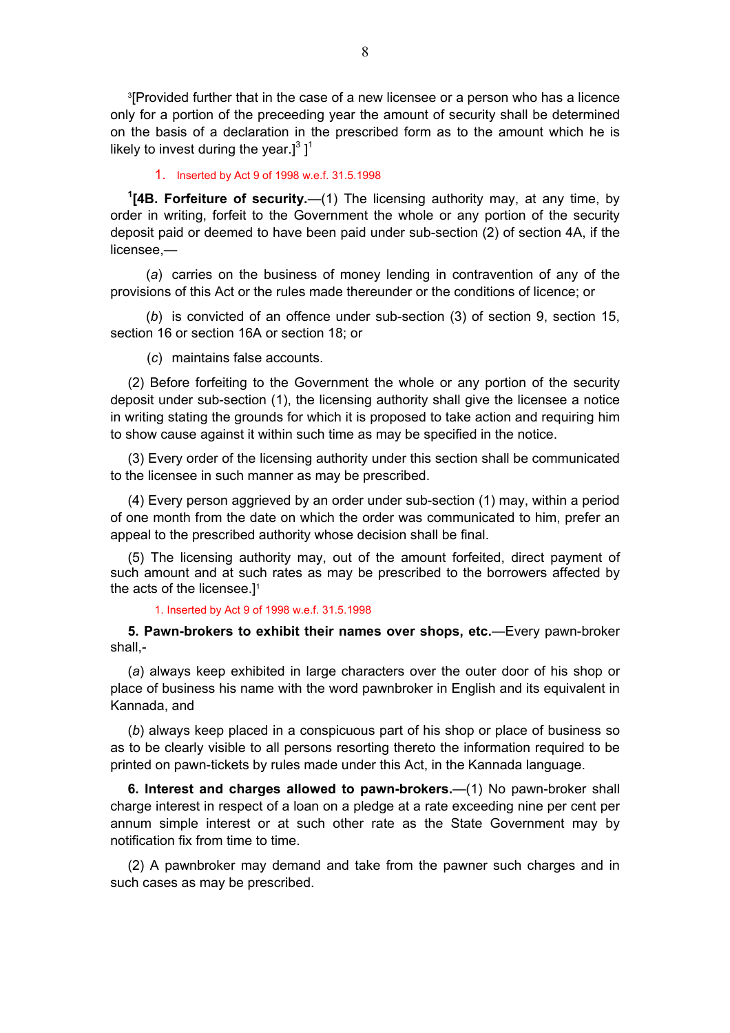[3][Provided further that in the case of a new licensee or a person who has a licence only for a portion of the preceeding year the amount of security shall be determined on the basis of a declaration in the prescribed form as to the amount which he is likely to invest during the year.][3] ][1]

1. Inserted by Act 9 of 1998 w.e.f. 31.5.1998

[1][**4B. Forfeiture of security.**—(1) The licensing authority may, at any time, by order in writing, forfeit to the Government the whole or any portion of the security deposit paid or deemed to have been paid under sub-section (2) of section 4A, if the licensee,—

(*a*) carries on the business of money lending in contravention of any of the provisions of this Act or the rules made thereunder or the conditions of licence; or

(*b*) is convicted of an offence under sub-section (3) of section 9, section 15, section 16 or section 16A or section 18; or

(*c*) maintains false accounts.

(2) Before forfeiting to the Government the whole or any portion of the security deposit under sub-section (1), the licensing authority shall give the licensee a notice in writing stating the grounds for which it is proposed to take action and requiring him to show cause against it within such time as may be specified in the notice.

(3) Every order of the licensing authority under this section shall be communicated to the licensee in such manner as may be prescribed.

(4) Every person aggrieved by an order under sub-section (1) may, within a period of one month from the date on which the order was communicated to him, prefer an appeal to the prescribed authority whose decision shall be final.

(5) The licensing authority may, out of the amount forfeited, direct payment of such amount and at such rates as may be prescribed to the borrowers affected by the acts of the licensee.][1]

1. Inserted by Act 9 of 1998 w.e.f. 31.5.1998

**5. Pawn-brokers to exhibit their names over shops, etc.**—Every pawn-broker shall,-

(*a*) always keep exhibited in large characters over the outer door of his shop or place of business his name with the word pawnbroker in English and its equivalent in Kannada, and

(*b*) always keep placed in a conspicuous part of his shop or place of business so as to be clearly visible to all persons resorting thereto the information required to be printed on pawn-tickets by rules made under this Act, in the Kannada language.

**6. Interest and charges allowed to pawn-brokers.**—(1) No pawn-broker shall charge interest in respect of a loan on a pledge at a rate exceeding nine per cent per annum simple interest or at such other rate as the State Government may by notification fix from time to time.

(2) A pawnbroker may demand and take from the pawner such charges and in such cases as may be prescribed.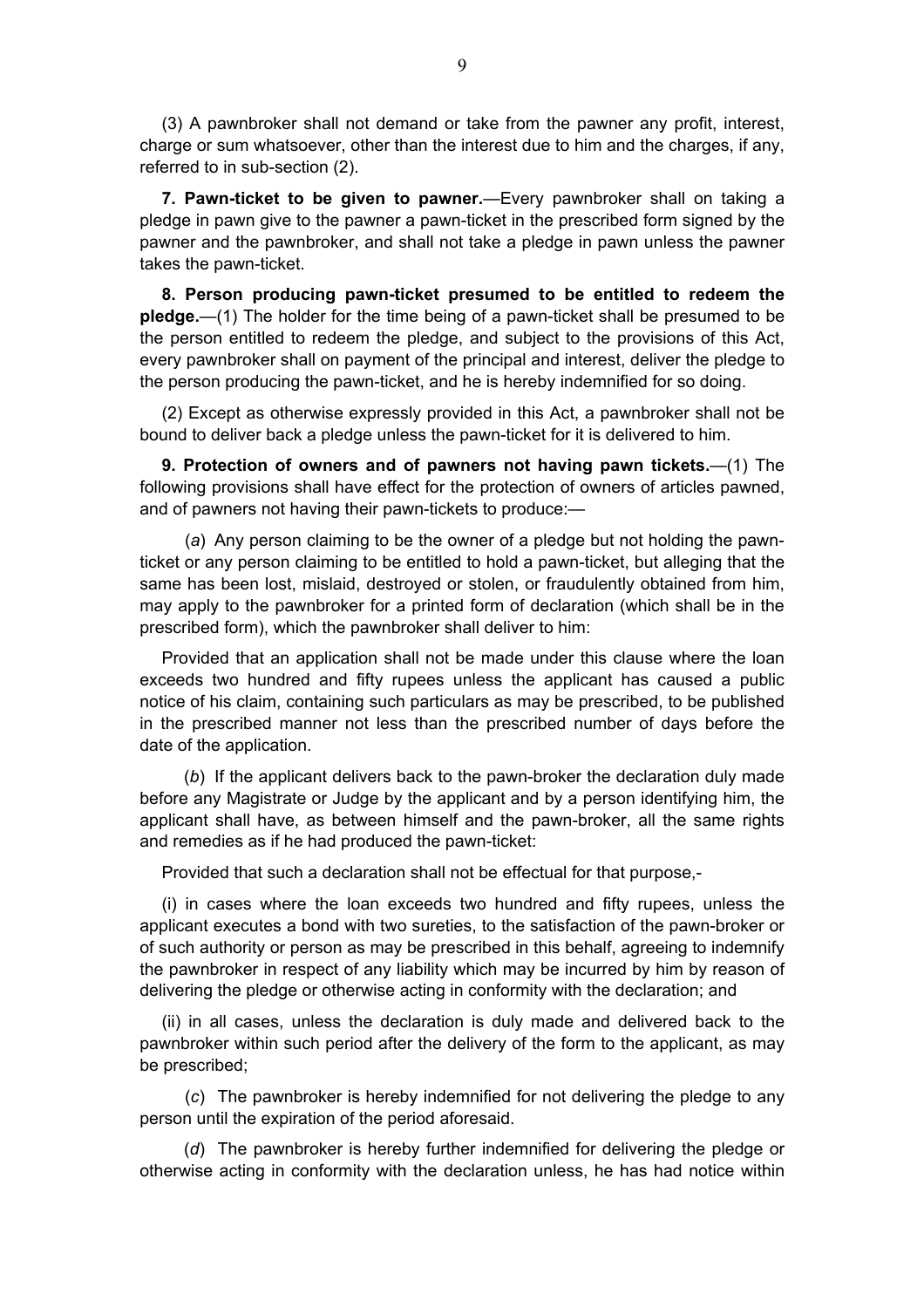(3) A pawnbroker shall not demand or take from the pawner any profit, interest, charge or sum whatsoever, other than the interest due to him and the charges, if any, referred to in sub-section (2).

**7. Pawn-ticket to be given to pawner.**—Every pawnbroker shall on taking a pledge in pawn give to the pawner a pawn-ticket in the prescribed form signed by the pawner and the pawnbroker, and shall not take a pledge in pawn unless the pawner takes the pawn-ticket.

**8. Person producing pawn-ticket presumed to be entitled to redeem the pledge.**—(1) The holder for the time being of a pawn-ticket shall be presumed to be the person entitled to redeem the pledge, and subject to the provisions of this Act, every pawnbroker shall on payment of the principal and interest, deliver the pledge to the person producing the pawn-ticket, and he is hereby indemnified for so doing.

(2) Except as otherwise expressly provided in this Act, a pawnbroker shall not be bound to deliver back a pledge unless the pawn-ticket for it is delivered to him.

**9. Protection of owners and of pawners not having pawn tickets.**—(1) The following provisions shall have effect for the protection of owners of articles pawned, and of pawners not having their pawn-tickets to produce:—

(*a*) Any person claiming to be the owner of a pledge but not holding the pawn-ticket or any person claiming to be entitled to hold a pawn-ticket, but alleging that the same has been lost, mislaid, destroyed or stolen, or fraudulently obtained from him, may apply to the pawnbroker for a printed form of declaration (which shall be in the prescribed form), which the pawnbroker shall deliver to him:

Provided that an application shall not be made under this clause where the loan exceeds two hundred and fifty rupees unless the applicant has caused a public notice of his claim, containing such particulars as may be prescribed, to be published in the prescribed manner not less than the prescribed number of days before the date of the application.

(*b*) If the applicant delivers back to the pawn-broker the declaration duly made before any Magistrate or Judge by the applicant and by a person identifying him, the applicant shall have, as between himself and the pawn-broker, all the same rights and remedies as if he had produced the pawn-ticket:

Provided that such a declaration shall not be effectual for that purpose,-

(i) in cases where the loan exceeds two hundred and fifty rupees, unless the applicant executes a bond with two sureties, to the satisfaction of the pawn-broker or of such authority or person as may be prescribed in this behalf, agreeing to indemnify the pawnbroker in respect of any liability which may be incurred by him by reason of delivering the pledge or otherwise acting in conformity with the declaration; and

(ii) in all cases, unless the declaration is duly made and delivered back to the pawnbroker within such period after the delivery of the form to the applicant, as may be prescribed;

(*c*) The pawnbroker is hereby indemnified for not delivering the pledge to any person until the expiration of the period aforesaid.

(*d*) The pawnbroker is hereby further indemnified for delivering the pledge or otherwise acting in conformity with the declaration unless, he has had notice within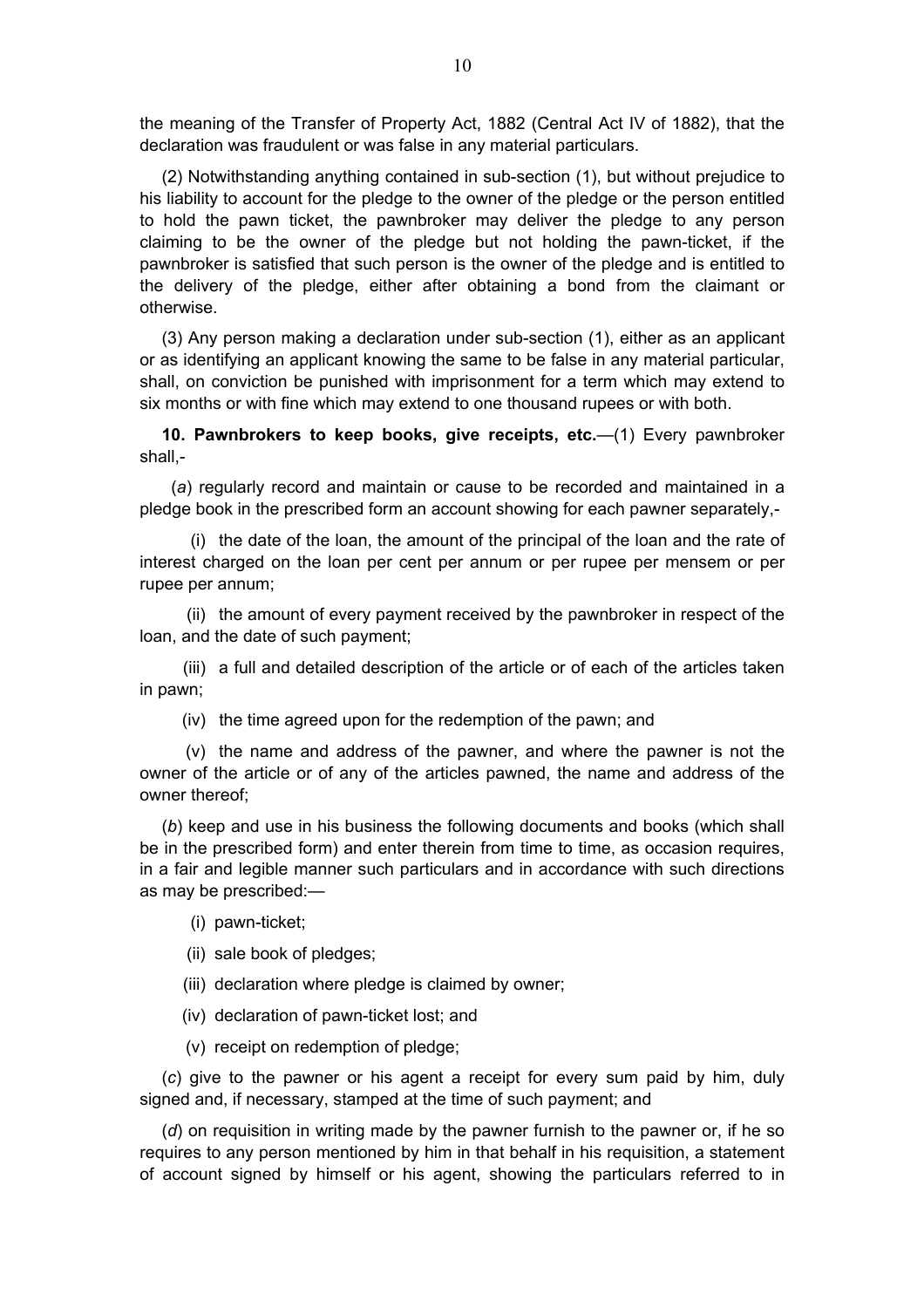the meaning of the Transfer of Property Act, 1882 (Central Act IV of 1882), that the declaration was fraudulent or was false in any material particulars.

(2) Notwithstanding anything contained in sub-section (1), but without prejudice to his liability to account for the pledge to the owner of the pledge or the person entitled to hold the pawn ticket, the pawnbroker may deliver the pledge to any person claiming to be the owner of the pledge but not holding the pawn-ticket, if the pawnbroker is satisfied that such person is the owner of the pledge and is entitled to the delivery of the pledge, either after obtaining a bond from the claimant or otherwise.

(3) Any person making a declaration under sub-section (1), either as an applicant or as identifying an applicant knowing the same to be false in any material particular, shall, on conviction be punished with imprisonment for a term which may extend to six months or with fine which may extend to one thousand rupees or with both.

**10. Pawnbrokers to keep books, give receipts, etc.**—(1) Every pawnbroker shall,-

(*a*) regularly record and maintain or cause to be recorded and maintained in a pledge book in the prescribed form an account showing for each pawner separately,-

(i) the date of the loan, the amount of the principal of the loan and the rate of interest charged on the loan per cent per annum or per rupee per mensem or per rupee per annum;

(ii) the amount of every payment received by the pawnbroker in respect of the loan, and the date of such payment;

(iii) a full and detailed description of the article or of each of the articles taken in pawn;

(iv) the time agreed upon for the redemption of the pawn; and

(v) the name and address of the pawner, and where the pawner is not the owner of the article or of any of the articles pawned, the name and address of the owner thereof;

(*b*) keep and use in his business the following documents and books (which shall be in the prescribed form) and enter therein from time to time, as occasion requires, in a fair and legible manner such particulars and in accordance with such directions as may be prescribed:—

(i) pawn-ticket;

(ii) sale book of pledges;

(iii) declaration where pledge is claimed by owner;

(iv) declaration of pawn-ticket lost; and

(v) receipt on redemption of pledge;

(*c*) give to the pawner or his agent a receipt for every sum paid by him, duly signed and, if necessary, stamped at the time of such payment; and

(*d*) on requisition in writing made by the pawner furnish to the pawner or, if he so requires to any person mentioned by him in that behalf in his requisition, a statement of account signed by himself or his agent, showing the particulars referred to in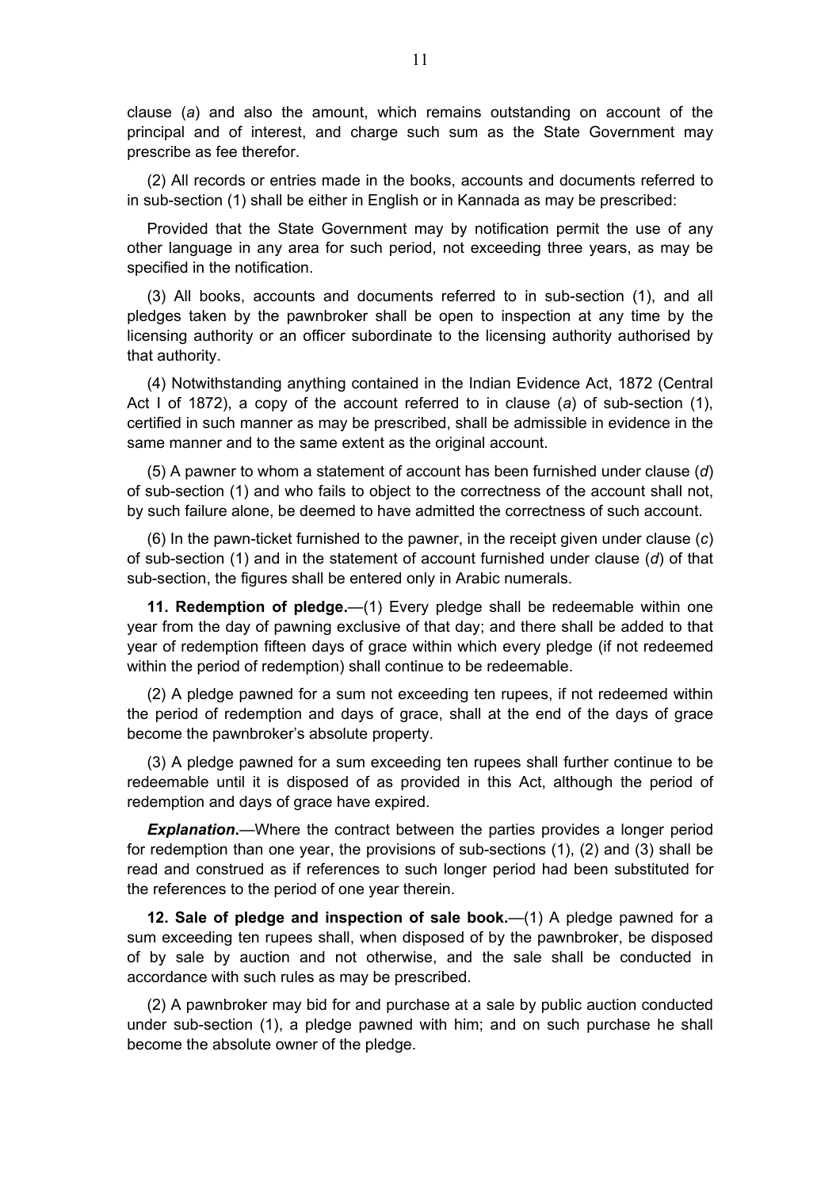clause (*a*) and also the amount, which remains outstanding on account of the principal and of interest, and charge such sum as the State Government may prescribe as fee therefor.

(2) All records or entries made in the books, accounts and documents referred to in sub-section (1) shall be either in English or in Kannada as may be prescribed:

Provided that the State Government may by notification permit the use of any other language in any area for such period, not exceeding three years, as may be specified in the notification.

(3) All books, accounts and documents referred to in sub-section (1), and all pledges taken by the pawnbroker shall be open to inspection at any time by the licensing authority or an officer subordinate to the licensing authority authorised by that authority.

(4) Notwithstanding anything contained in the Indian Evidence Act, 1872 (Central Act I of 1872), a copy of the account referred to in clause (*a*) of sub-section (1), certified in such manner as may be prescribed, shall be admissible in evidence in the same manner and to the same extent as the original account.

(5) A pawner to whom a statement of account has been furnished under clause (*d*) of sub-section (1) and who fails to object to the correctness of the account shall not, by such failure alone, be deemed to have admitted the correctness of such account.

(6) In the pawn-ticket furnished to the pawner, in the receipt given under clause (*c*) of sub-section (1) and in the statement of account furnished under clause (*d*) of that sub-section, the figures shall be entered only in Arabic numerals.

**11. Redemption of pledge.**—(1) Every pledge shall be redeemable within one year from the day of pawning exclusive of that day; and there shall be added to that year of redemption fifteen days of grace within which every pledge (if not redeemed within the period of redemption) shall continue to be redeemable.

(2) A pledge pawned for a sum not exceeding ten rupees, if not redeemed within the period of redemption and days of grace, shall at the end of the days of grace become the pawnbroker's absolute property.

(3) A pledge pawned for a sum exceeding ten rupees shall further continue to be redeemable until it is disposed of as provided in this Act, although the period of redemption and days of grace have expired.

***Explanation*.**—Where the contract between the parties provides a longer period for redemption than one year, the provisions of sub-sections (1), (2) and (3) shall be read and construed as if references to such longer period had been substituted for the references to the period of one year therein.

**12. Sale of pledge and inspection of sale book.**—(1) A pledge pawned for a sum exceeding ten rupees shall, when disposed of by the pawnbroker, be disposed of by sale by auction and not otherwise, and the sale shall be conducted in accordance with such rules as may be prescribed.

(2) A pawnbroker may bid for and purchase at a sale by public auction conducted under sub-section (1), a pledge pawned with him; and on such purchase he shall become the absolute owner of the pledge.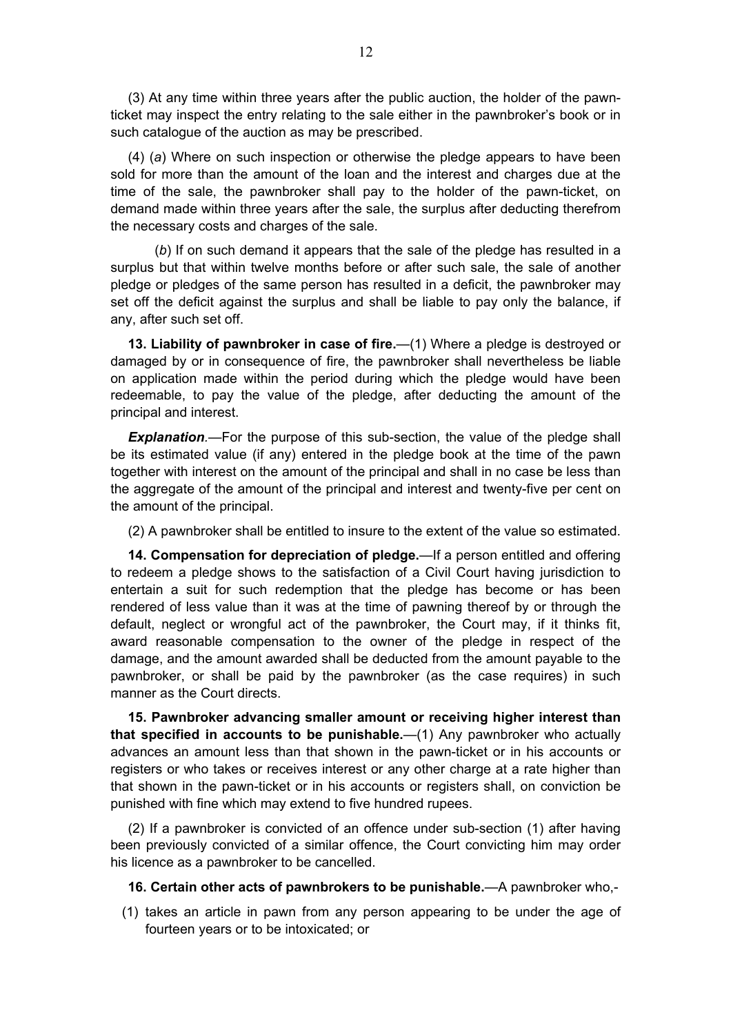(3) At any time within three years after the public auction, the holder of the pawn-ticket may inspect the entry relating to the sale either in the pawnbroker's book or in such catalogue of the auction as may be prescribed.

(4) (*a*) Where on such inspection or otherwise the pledge appears to have been sold for more than the amount of the loan and the interest and charges due at the time of the sale, the pawnbroker shall pay to the holder of the pawn-ticket, on demand made within three years after the sale, the surplus after deducting therefrom the necessary costs and charges of the sale.

(*b*) If on such demand it appears that the sale of the pledge has resulted in a surplus but that within twelve months before or after such sale, the sale of another pledge or pledges of the same person has resulted in a deficit, the pawnbroker may set off the deficit against the surplus and shall be liable to pay only the balance, if any, after such set off.

**13. Liability of pawnbroker in case of fire.**—(1) Where a pledge is destroyed or damaged by or in consequence of fire, the pawnbroker shall nevertheless be liable on application made within the period during which the pledge would have been redeemable, to pay the value of the pledge, after deducting the amount of the principal and interest.

***Explanation***.—For the purpose of this sub-section, the value of the pledge shall be its estimated value (if any) entered in the pledge book at the time of the pawn together with interest on the amount of the principal and shall in no case be less than the aggregate of the amount of the principal and interest and twenty-five per cent on the amount of the principal.

(2) A pawnbroker shall be entitled to insure to the extent of the value so estimated.

**14. Compensation for depreciation of pledge.**—If a person entitled and offering to redeem a pledge shows to the satisfaction of a Civil Court having jurisdiction to entertain a suit for such redemption that the pledge has become or has been rendered of less value than it was at the time of pawning thereof by or through the default, neglect or wrongful act of the pawnbroker, the Court may, if it thinks fit, award reasonable compensation to the owner of the pledge in respect of the damage, and the amount awarded shall be deducted from the amount payable to the pawnbroker, or shall be paid by the pawnbroker (as the case requires) in such manner as the Court directs.

**15. Pawnbroker advancing smaller amount or receiving higher interest than that specified in accounts to be punishable.**—(1) Any pawnbroker who actually advances an amount less than that shown in the pawn-ticket or in his accounts or registers or who takes or receives interest or any other charge at a rate higher than that shown in the pawn-ticket or in his accounts or registers shall, on conviction be punished with fine which may extend to five hundred rupees.

(2) If a pawnbroker is convicted of an offence under sub-section (1) after having been previously convicted of a similar offence, the Court convicting him may order his licence as a pawnbroker to be cancelled.

**16. Certain other acts of pawnbrokers to be punishable.**—A pawnbroker who,-

(1) takes an article in pawn from any person appearing to be under the age of fourteen years or to be intoxicated; or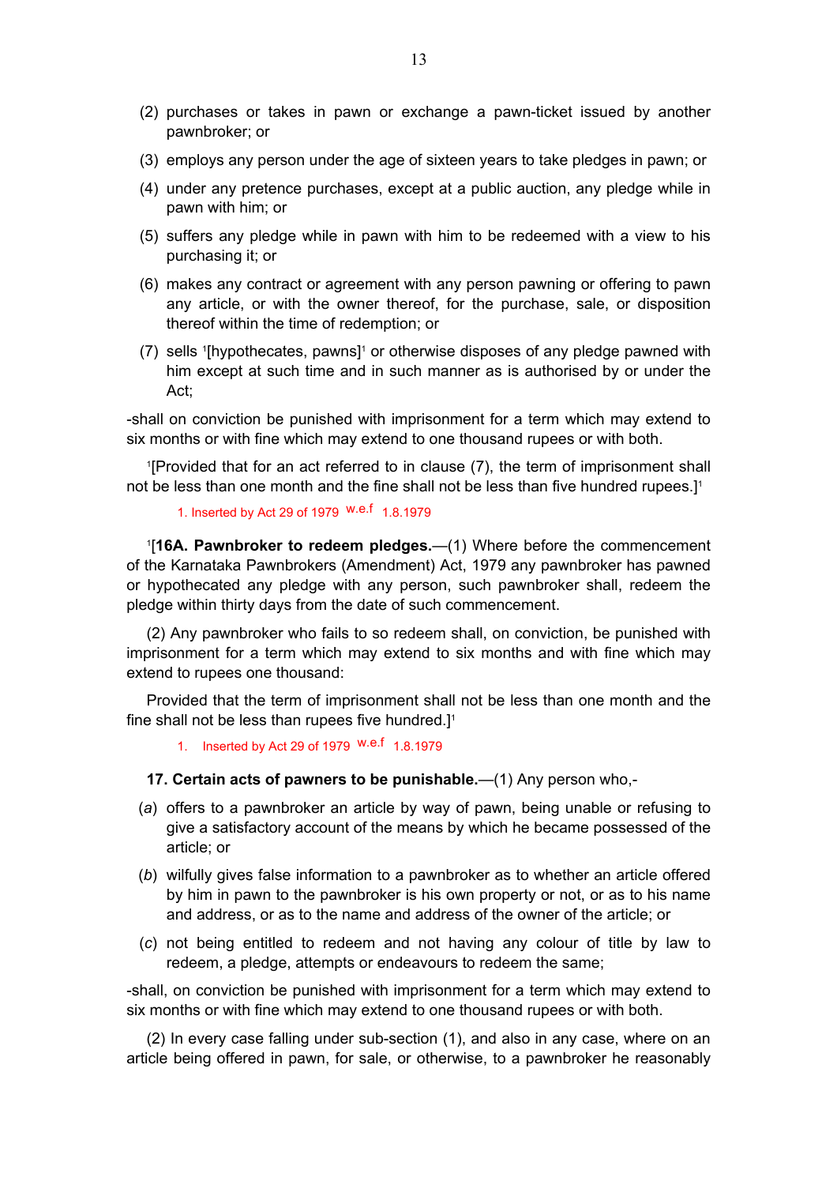(2) purchases or takes in pawn or exchange a pawn-ticket issued by another pawnbroker; or

(3) employs any person under the age of sixteen years to take pledges in pawn; or

(4) under any pretence purchases, except at a public auction, any pledge while in pawn with him; or

(5) suffers any pledge while in pawn with him to be redeemed with a view to his purchasing it; or

(6) makes any contract or agreement with any person pawning or offering to pawn any article, or with the owner thereof, for the purchase, sale, or disposition thereof within the time of redemption; or

(7) sells [1][hypothecates, pawns][1] or otherwise disposes of any pledge pawned with him except at such time and in such manner as is authorised by or under the Act;

-shall on conviction be punished with imprisonment for a term which may extend to six months or with fine which may extend to one thousand rupees or with both.

[1][Provided that for an act referred to in clause (7), the term of imprisonment shall not be less than one month and the fine shall not be less than five hundred rupees.][1]

1. Inserted by Act 29 of 1979 w.e.f 1.8.1979

[1][**16A. Pawnbroker to redeem pledges.**—(1) Where before the commencement of the Karnataka Pawnbrokers (Amendment) Act, 1979 any pawnbroker has pawned or hypothecated any pledge with any person, such pawnbroker shall, redeem the pledge within thirty days from the date of such commencement.

(2) Any pawnbroker who fails to so redeem shall, on conviction, be punished with imprisonment for a term which may extend to six months and with fine which may extend to rupees one thousand:

Provided that the term of imprisonment shall not be less than one month and the fine shall not be less than rupees five hundred.][1]

1. Inserted by Act 29 of 1979 w.e.f 1.8.1979

**17. Certain acts of pawners to be punishable.**—(1) Any person who,-

(*a*) offers to a pawnbroker an article by way of pawn, being unable or refusing to give a satisfactory account of the means by which he became possessed of the article; or

(*b*) wilfully gives false information to a pawnbroker as to whether an article offered by him in pawn to the pawnbroker is his own property or not, or as to his name and address, or as to the name and address of the owner of the article; or

(*c*) not being entitled to redeem and not having any colour of title by law to redeem, a pledge, attempts or endeavours to redeem the same;

-shall, on conviction be punished with imprisonment for a term which may extend to six months or with fine which may extend to one thousand rupees or with both.

(2) In every case falling under sub-section (1), and also in any case, where on an article being offered in pawn, for sale, or otherwise, to a pawnbroker he reasonably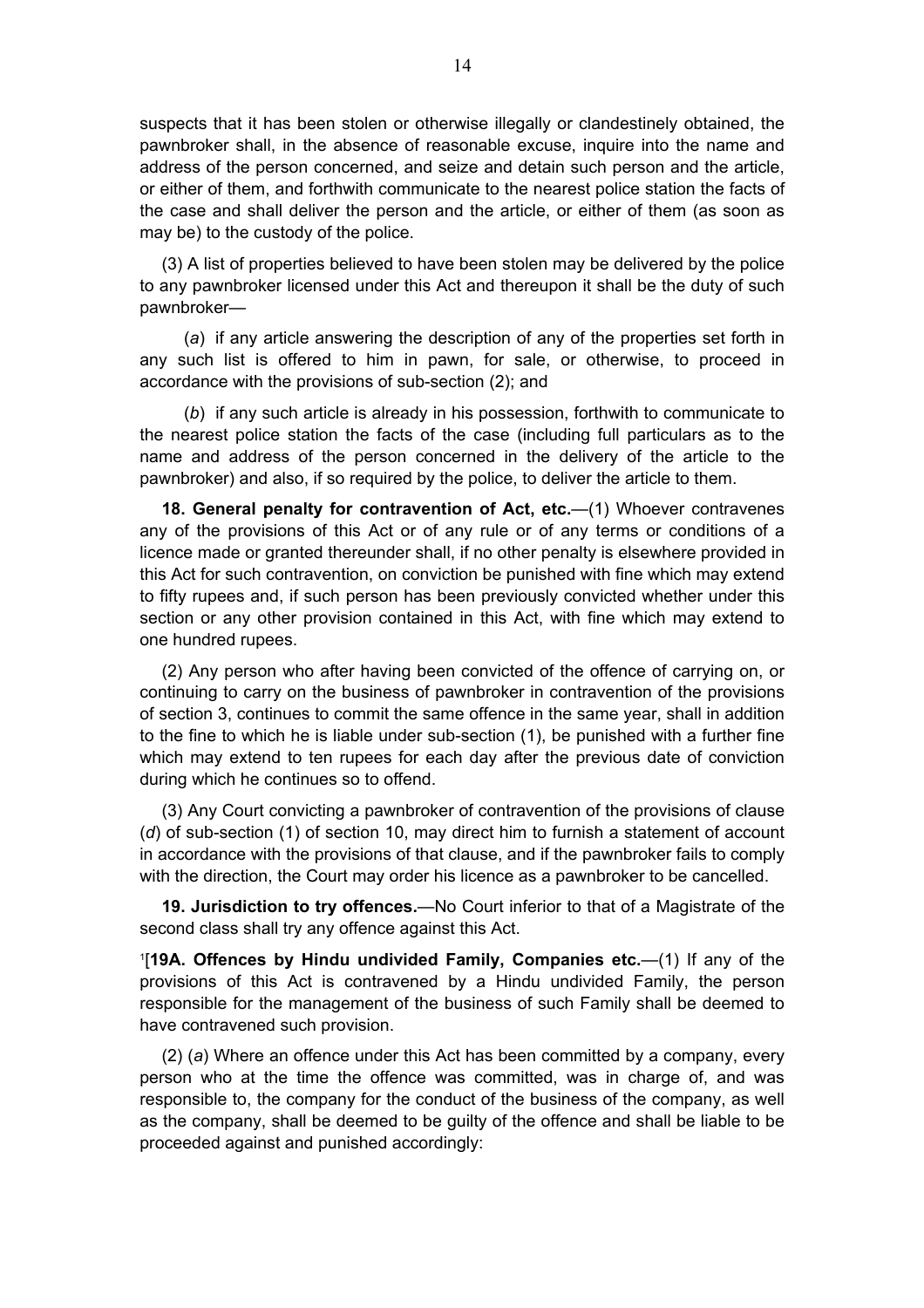suspects that it has been stolen or otherwise illegally or clandestinely obtained, the pawnbroker shall, in the absence of reasonable excuse, inquire into the name and address of the person concerned, and seize and detain such person and the article, or either of them, and forthwith communicate to the nearest police station the facts of the case and shall deliver the person and the article, or either of them (as soon as may be) to the custody of the police.

(3) A list of properties believed to have been stolen may be delivered by the police to any pawnbroker licensed under this Act and thereupon it shall be the duty of such pawnbroker—

(*a*) if any article answering the description of any of the properties set forth in any such list is offered to him in pawn, for sale, or otherwise, to proceed in accordance with the provisions of sub-section (2); and

(*b*) if any such article is already in his possession, forthwith to communicate to the nearest police station the facts of the case (including full particulars as to the name and address of the person concerned in the delivery of the article to the pawnbroker) and also, if so required by the police, to deliver the article to them.

**18. General penalty for contravention of Act, etc.**—(1) Whoever contravenes any of the provisions of this Act or of any rule or of any terms or conditions of a licence made or granted thereunder shall, if no other penalty is elsewhere provided in this Act for such contravention, on conviction be punished with fine which may extend to fifty rupees and, if such person has been previously convicted whether under this section or any other provision contained in this Act, with fine which may extend to one hundred rupees.

(2) Any person who after having been convicted of the offence of carrying on, or continuing to carry on the business of pawnbroker in contravention of the provisions of section 3, continues to commit the same offence in the same year, shall in addition to the fine to which he is liable under sub-section (1), be punished with a further fine which may extend to ten rupees for each day after the previous date of conviction during which he continues so to offend.

(3) Any Court convicting a pawnbroker of contravention of the provisions of clause (*d*) of sub-section (1) of section 10, may direct him to furnish a statement of account in accordance with the provisions of that clause, and if the pawnbroker fails to comply with the direction, the Court may order his licence as a pawnbroker to be cancelled.

**19. Jurisdiction to try offences.**—No Court inferior to that of a Magistrate of the second class shall try any offence against this Act.

[1][**19A. Offences by Hindu undivided Family, Companies etc.**—(1) If any of the provisions of this Act is contravened by a Hindu undivided Family, the person responsible for the management of the business of such Family shall be deemed to have contravened such provision.

(2) (*a*) Where an offence under this Act has been committed by a company, every person who at the time the offence was committed, was in charge of, and was responsible to, the company for the conduct of the business of the company, as well as the company, shall be deemed to be guilty of the offence and shall be liable to be proceeded against and punished accordingly: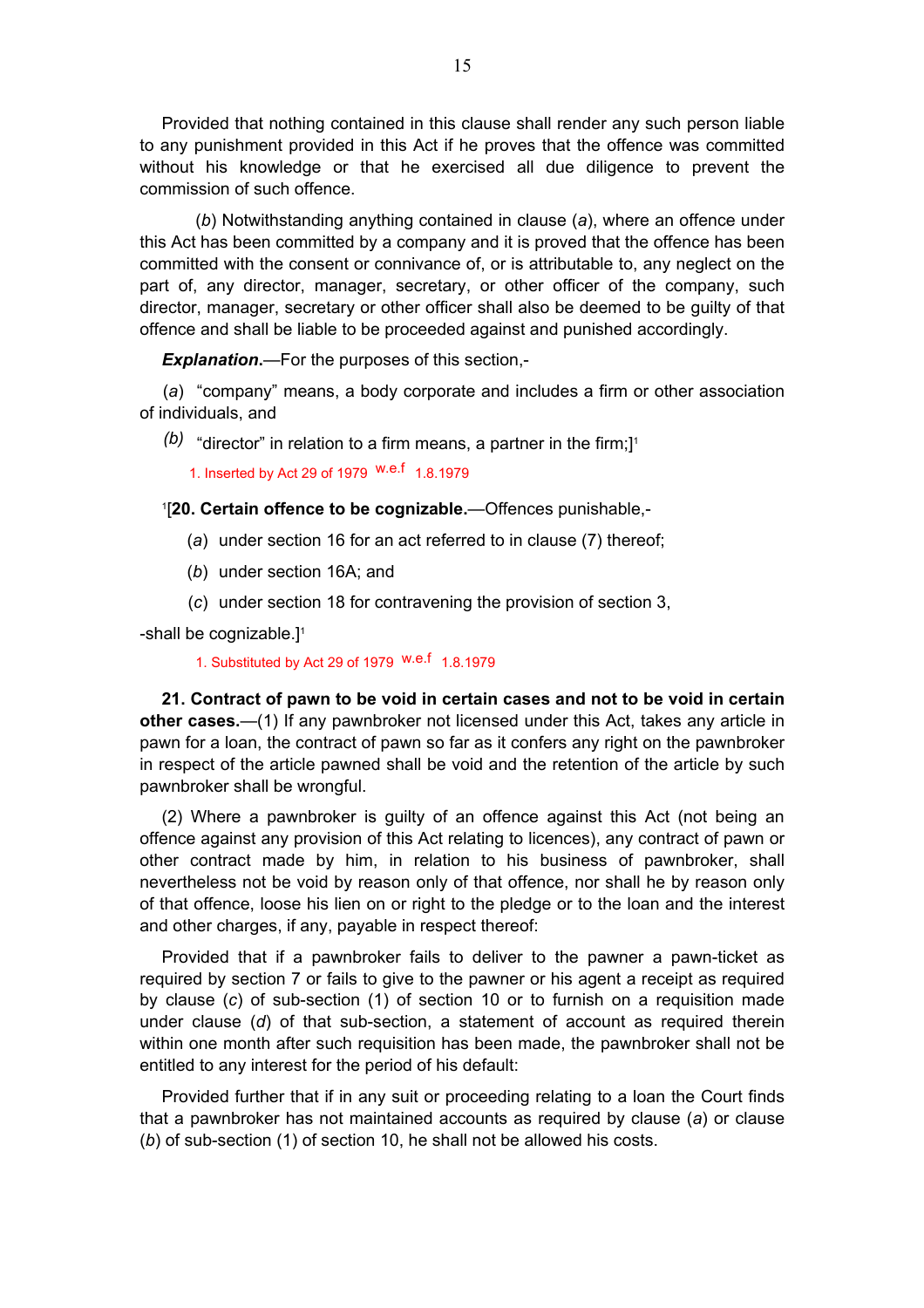Provided that nothing contained in this clause shall render any such person liable to any punishment provided in this Act if he proves that the offence was committed without his knowledge or that he exercised all due diligence to prevent the commission of such offence.

(*b*) Notwithstanding anything contained in clause (*a*), where an offence under this Act has been committed by a company and it is proved that the offence has been committed with the consent or connivance of, or is attributable to, any neglect on the part of, any director, manager, secretary, or other officer of the company, such director, manager, secretary or other officer shall also be deemed to be guilty of that offence and shall be liable to be proceeded against and punished accordingly.

***Explanation*.**—For the purposes of this section,-

(*a*) "company" means, a body corporate and includes a firm or other association of individuals, and

*(b)* "director" in relation to a firm means, a partner in the firm;][1]

1. Inserted by Act 29 of 1979 w.e.f 1.8.1979

[1][**20. Certain offence to be cognizable.**—Offences punishable,-

(*a*) under section 16 for an act referred to in clause (7) thereof;

(*b*) under section 16A; and

(*c*) under section 18 for contravening the provision of section 3,

-shall be cognizable.][1]

1. Substituted by Act 29 of 1979 w.e.f 1.8.1979

**21. Contract of pawn to be void in certain cases and not to be void in certain other cases.**—(1) If any pawnbroker not licensed under this Act, takes any article in pawn for a loan, the contract of pawn so far as it confers any right on the pawnbroker in respect of the article pawned shall be void and the retention of the article by such pawnbroker shall be wrongful.

(2) Where a pawnbroker is guilty of an offence against this Act (not being an offence against any provision of this Act relating to licences), any contract of pawn or other contract made by him, in relation to his business of pawnbroker, shall nevertheless not be void by reason only of that offence, nor shall he by reason only of that offence, loose his lien on or right to the pledge or to the loan and the interest and other charges, if any, payable in respect thereof:

Provided that if a pawnbroker fails to deliver to the pawner a pawn-ticket as required by section 7 or fails to give to the pawner or his agent a receipt as required by clause (*c*) of sub-section (1) of section 10 or to furnish on a requisition made under clause (*d*) of that sub-section, a statement of account as required therein within one month after such requisition has been made, the pawnbroker shall not be entitled to any interest for the period of his default:

Provided further that if in any suit or proceeding relating to a loan the Court finds that a pawnbroker has not maintained accounts as required by clause (*a*) or clause (*b*) of sub-section (1) of section 10, he shall not be allowed his costs.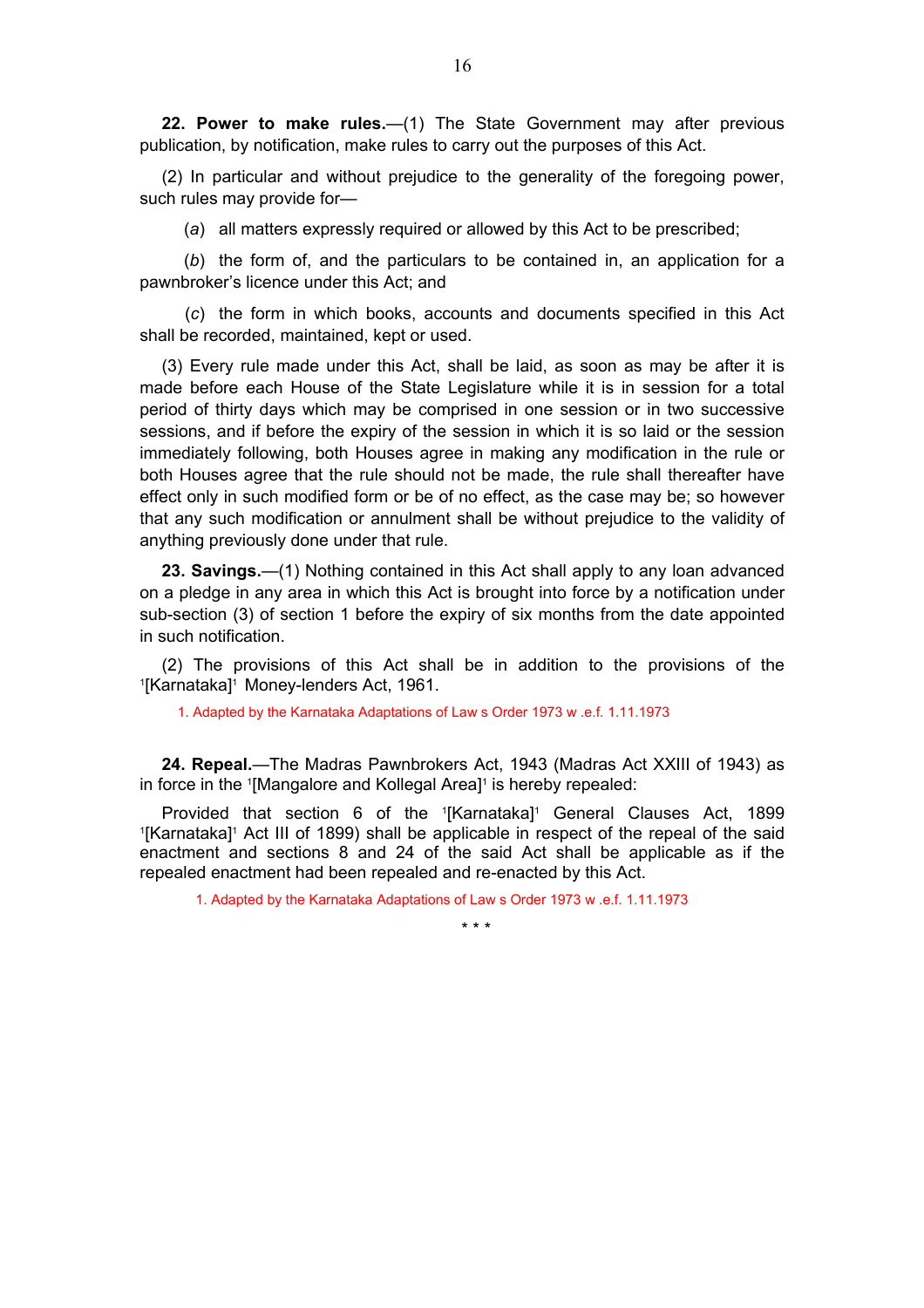**22. Power to make rules.**—(1) The State Government may after previous publication, by notification, make rules to carry out the purposes of this Act.

(2) In particular and without prejudice to the generality of the foregoing power, such rules may provide for—

(*a*) all matters expressly required or allowed by this Act to be prescribed;

(*b*) the form of, and the particulars to be contained in, an application for a pawnbroker's licence under this Act; and

(*c*) the form in which books, accounts and documents specified in this Act shall be recorded, maintained, kept or used.

(3) Every rule made under this Act, shall be laid, as soon as may be after it is made before each House of the State Legislature while it is in session for a total period of thirty days which may be comprised in one session or in two successive sessions, and if before the expiry of the session in which it is so laid or the session immediately following, both Houses agree in making any modification in the rule or both Houses agree that the rule should not be made, the rule shall thereafter have effect only in such modified form or be of no effect, as the case may be; so however that any such modification or annulment shall be without prejudice to the validity of anything previously done under that rule.

**23. Savings.**—(1) Nothing contained in this Act shall apply to any loan advanced on a pledge in any area in which this Act is brought into force by a notification under sub-section (3) of section 1 before the expiry of six months from the date appointed in such notification.

(2) The provisions of this Act shall be in addition to the provisions of the [1][Karnataka][1] Money-lenders Act, 1961.

1. Adapted by the Karnataka Adaptations of Law s Order 1973 w .e.f. 1.11.1973

**24. Repeal.**—The Madras Pawnbrokers Act, 1943 (Madras Act XXIII of 1943) as in force in the [1][Mangalore and Kollegal Area][1] is hereby repealed:

Provided that section 6 of the [1][Karnataka][1] General Clauses Act, 1899 [1][Karnataka][1] Act III of 1899) shall be applicable in respect of the repeal of the said enactment and sections 8 and 24 of the said Act shall be applicable as if the repealed enactment had been repealed and re-enacted by this Act.

1. Adapted by the Karnataka Adaptations of Law s Order 1973 w .e.f. 1.11.1973

\* \* \*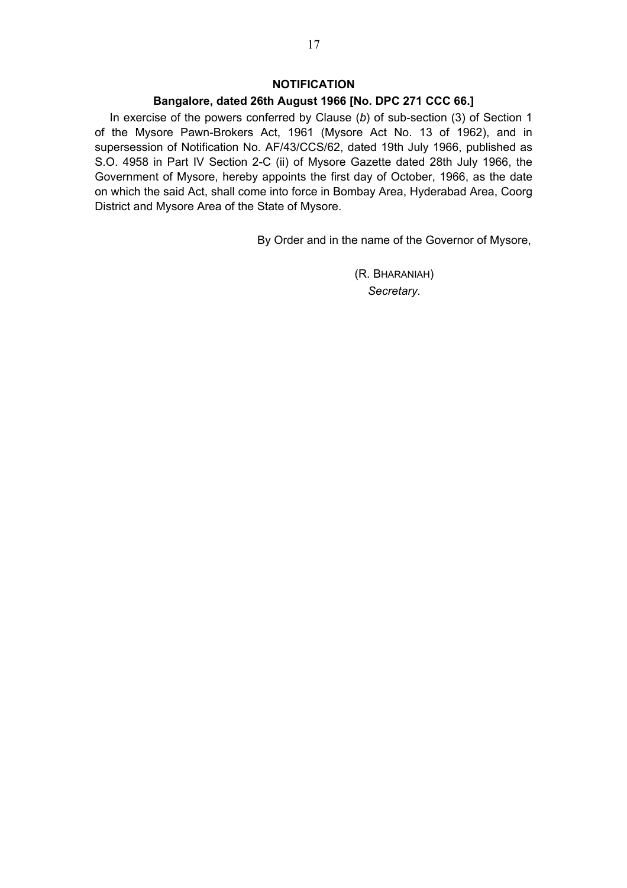**NOTIFICATION**

**Bangalore, dated 26th August 1966 [No. DPC 271 CCC 66.]**

In exercise of the powers conferred by Clause (*b*) of sub-section (3) of Section 1 of the Mysore Pawn-Brokers Act, 1961 (Mysore Act No. 13 of 1962), and in supersession of Notification No. AF/43/CCS/62, dated 19th July 1966, published as S.O. 4958 in Part IV Section 2-C (ii) of Mysore Gazette dated 28th July 1966, the Government of Mysore, hereby appoints the first day of October, 1966, as the date on which the said Act, shall come into force in Bombay Area, Hyderabad Area, Coorg District and Mysore Area of the State of Mysore.

By Order and in the name of the Governor of Mysore,

(R. BHARANIAH)
*Secretary*.